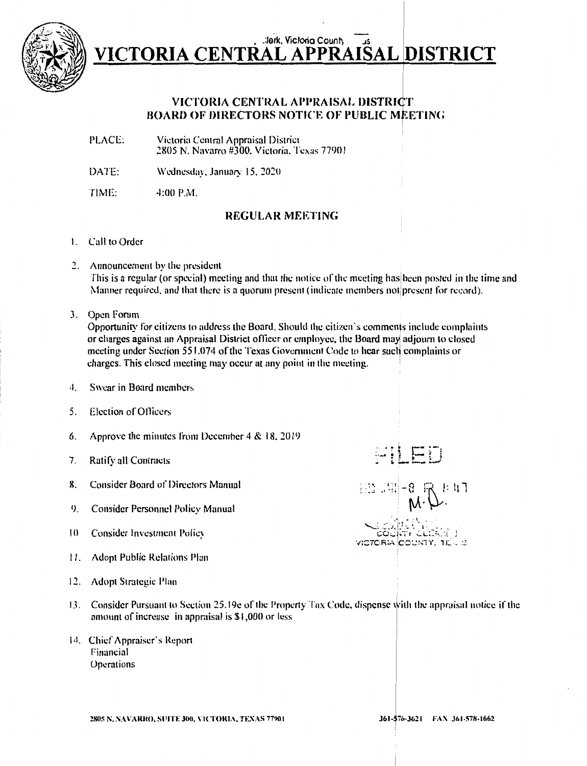# VICTORIA CENTRAL APPRAISAL DISTRICT

## VICTORIA CENTRAL APPRAISAL DISTRICT BOARD OF DIRECTORS NOTICE OF PUBLIC MEETING

PLACE: Victoria Central Appraisal District
2805 N. Navarro #300, Victoria, Texas 77901

DATE: Wednesday, January 15, 2020

TIME: 4:00 P.M.

### REGULAR MEETING

1. Call to Order

2. Announcement by the president
   This is a regular (or special) meeting and that the notice of the meeting has been posted in the time and Manner required, and that there is a quorum present (indicate members not present for record).

3. Open Forum
   Opportunity for citizens to address the Board. Should the citizen's comments include complaints or charges against an Appraisal District officer or employee, the Board may adjourn to closed meeting under Section 551.074 of the Texas Government Code to hear such complaints or charges. This closed meeting may occur at any point in the meeting.

4. Swear in Board members

5. Election of Officers

6. Approve the minutes from December 4 & 18, 2019

7. Ratify all Contracts

8. Consider Board of Directors Manual

9. Consider Personnel Policy Manual

10. Consider Investment Policy

11. Adopt Public Relations Plan

12. Adopt Strategic Plan

13. Consider Pursuant to Section 25.19e of the Property Tax Code, dispense with the appraisal notice if the amount of increase in appraisal is $1,000 or less

14. Chief Appraiser's Report
    Financial
    Operations

FILED
M.D.
COUNTY CLERK
VICTORIA COUNTY, TEXAS

2805 N. NAVARRO, SUITE 300, VICTORIA, TEXAS 77901 — 361-576-3621 FAX 361-578-1662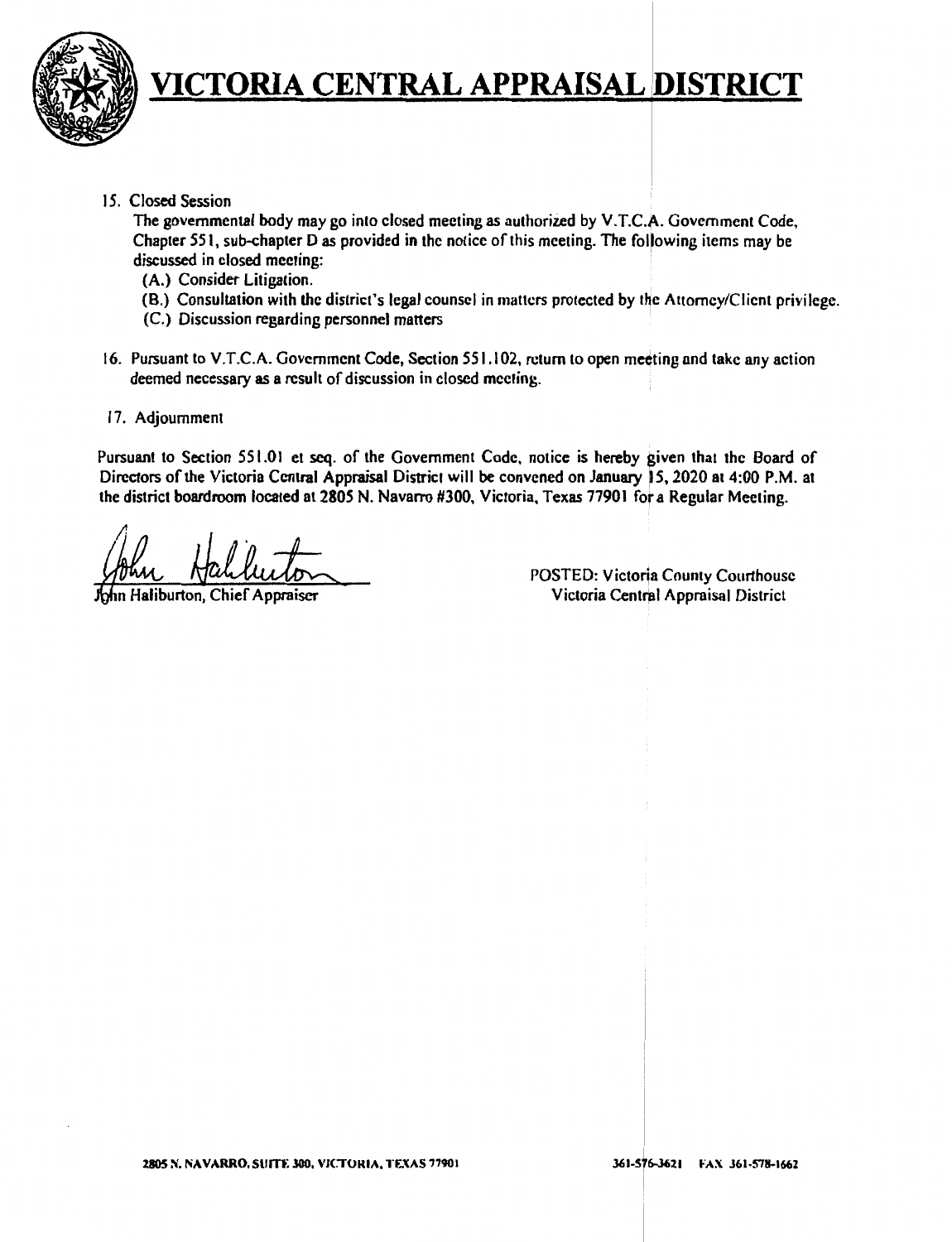# VICTORIA CENTRAL APPRAISAL DISTRICT

15. Closed Session
    The governmental body may go into closed meeting as authorized by V.T.C.A. Government Code, Chapter 551, sub-chapter D as provided in the notice of this meeting. The following items may be discussed in closed meeting:
    (A.) Consider Litigation.
    (B.) Consultation with the district's legal counsel in matters protected by the Attorney/Client privilege.
    (C.) Discussion regarding personnel matters

16. Pursuant to V.T.C.A. Government Code, Section 551.102, return to open meeting and take any action deemed necessary as a result of discussion in closed meeting.

17. Adjournment

Pursuant to Section 551.01 et seq. of the Government Code, notice is hereby given that the Board of Directors of the Victoria Central Appraisal District will be convened on January 15, 2020 at 4:00 P.M. at the district boardroom located at 2805 N. Navarro #300, Victoria, Texas 77901 for a Regular Meeting.

John Haliburton, Chief Appraiser

POSTED: Victoria County Courthouse
Victoria Central Appraisal District

2805 N. NAVARRO, SUITE 300, VICTORIA, TEXAS 77901 361-576-3621 FAX 361-578-1662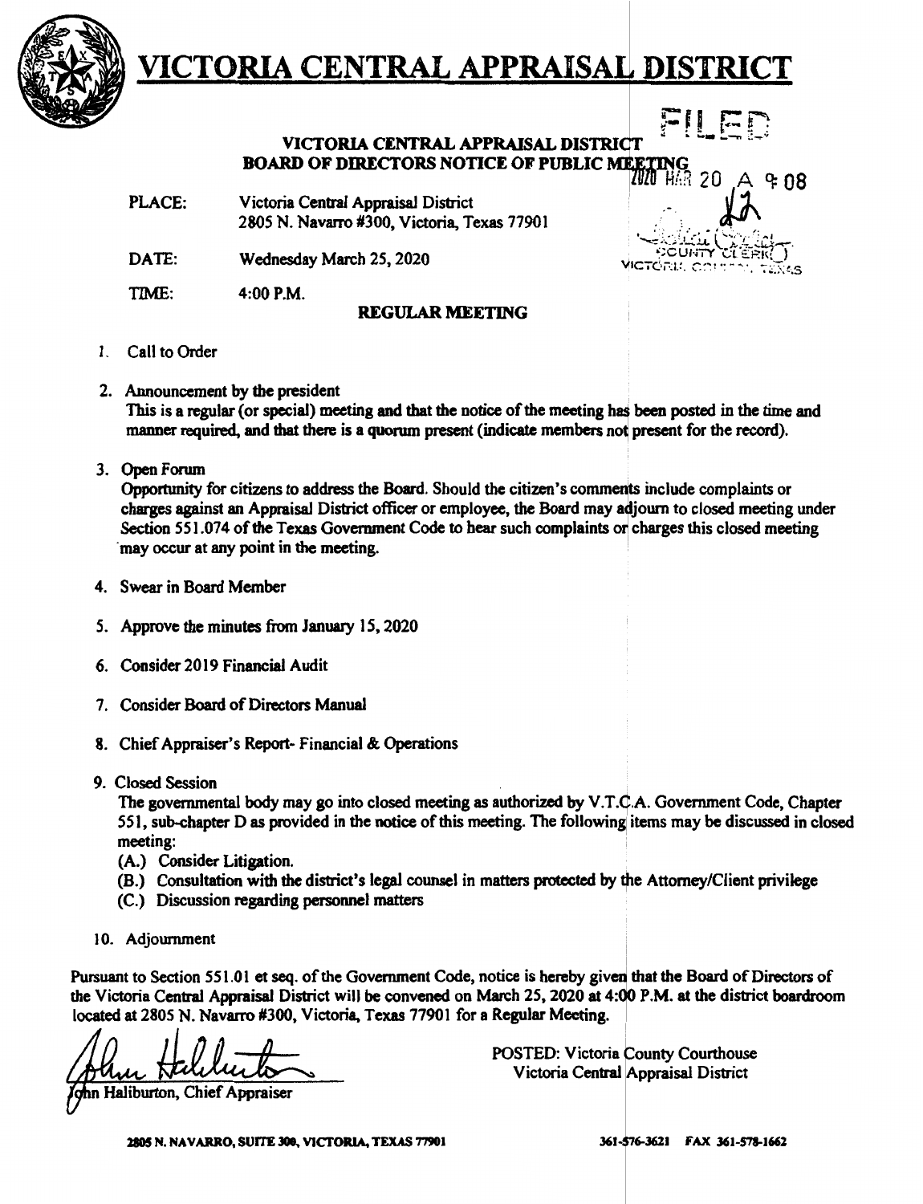# VICTORIA CENTRAL APPRAISAL DISTRICT

FILED

2020 MAR 20 A 9:08

COUNTY CLERK
VICTORIA COUNTY, TEXAS

**VICTORIA CENTRAL APPRAISAL DISTRICT**
**BOARD OF DIRECTORS NOTICE OF PUBLIC MEETING**

PLACE: Victoria Central Appraisal District
2805 N. Navarro #300, Victoria, Texas 77901

DATE: Wednesday March 25, 2020

TIME: 4:00 P.M.

**REGULAR MEETING**

1. Call to Order

2. Announcement by the president
This is a regular (or special) meeting and that the notice of the meeting has been posted in the time and manner required, and that there is a quorum present (indicate members not present for the record).

3. Open Forum
Opportunity for citizens to address the Board. Should the citizen's comments include complaints or charges against an Appraisal District officer or employee, the Board may adjourn to closed meeting under Section 551.074 of the Texas Government Code to hear such complaints or charges this closed meeting may occur at any point in the meeting.

4. Swear in Board Member

5. Approve the minutes from January 15, 2020

6. Consider 2019 Financial Audit

7. Consider Board of Directors Manual

8. Chief Appraiser's Report- Financial & Operations

9. Closed Session
The governmental body may go into closed meeting as authorized by V.T.C.A. Government Code, Chapter 551, sub-chapter D as provided in the notice of this meeting. The following items may be discussed in closed meeting:
   (A.) Consider Litigation.
   (B.) Consultation with the district's legal counsel in matters protected by the Attorney/Client privilege
   (C.) Discussion regarding personnel matters

10. Adjournment

Pursuant to Section 551.01 et seq. of the Government Code, notice is hereby given that the Board of Directors of the Victoria Central Appraisal District will be convened on March 25, 2020 at 4:00 P.M. at the district boardroom located at 2805 N. Navarro #300, Victoria, Texas 77901 for a Regular Meeting.

John Haliburton, Chief Appraiser

POSTED: Victoria County Courthouse
Victoria Central Appraisal District

2805 N. NAVARRO, SUITE 300, VICTORIA, TEXAS 77901 361-576-3621 FAX 361-578-1662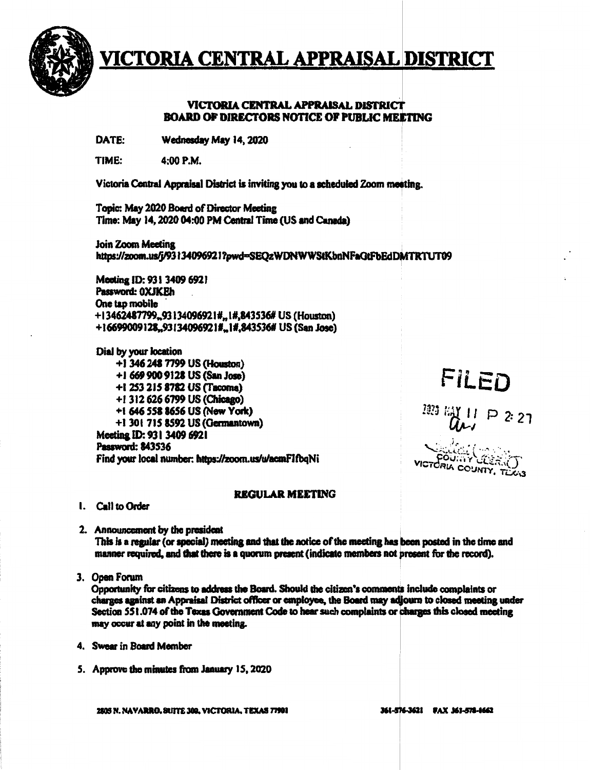# VICTORIA CENTRAL APPRAISAL DISTRICT

**VICTORIA CENTRAL APPRAISAL DISTRICT**
**BOARD OF DIRECTORS NOTICE OF PUBLIC MEETING**

**DATE:** Wednesday May 14, 2020

**TIME:** 4:00 P.M.

Victoria Central Appraisal District is inviting you to a scheduled Zoom meeting.

Topic: May 2020 Board of Director Meeting
Time: May 14, 2020 04:00 PM Central Time (US and Canada)

Join Zoom Meeting
https://zoom.us/j/93134096921?pwd=SEQzWDNWWStKbnNFaGtFbEdDMTRTUT09

Meeting ID: 931 3409 6921
Password: 0XJKEh
One tap mobile
+13462487799,,93134096921#,,1#,843536# US (Houston)
+16699009128,,93134096921#,,1#,843536# US (San Jose)

Dial by your location
+1 346 248 7799 US (Houston)
+1 669 900 9128 US (San Jose)
+1 253 215 8782 US (Tacoma)
+1 312 626 6799 US (Chicago)
+1 646 558 8656 US (New York)
+1 301 715 8592 US (Germantown)
Meeting ID: 931 3409 6921
Password: 843536
Find your local number: https://zoom.us/u/acmFIfbqNi

FILED
2020 MAY 11 P 2:27
COUNTY CLERK
VICTORIA COUNTY, TEXAS

**REGULAR MEETING**

1. Call to Order

2. Announcement by the president
This is a regular (or special) meeting and that the notice of the meeting has been posted in the time and manner required, and that there is a quorum present (indicate members not present for the record).

3. Open Forum
Opportunity for citizens to address the Board. Should the citizen's comments include complaints or charges against an Appraisal District officer or employee, the Board may adjourn to closed meeting under Section 551.074 of the Texas Government Code to hear such complaints or charges this closed meeting may occur at any point in the meeting.

4. Swear in Board Member

5. Approve the minutes from January 15, 2020

2805 N. NAVARRO, SUITE 300, VICTORIA, TEXAS 77901 361-576-3621 FAX 361-578-4662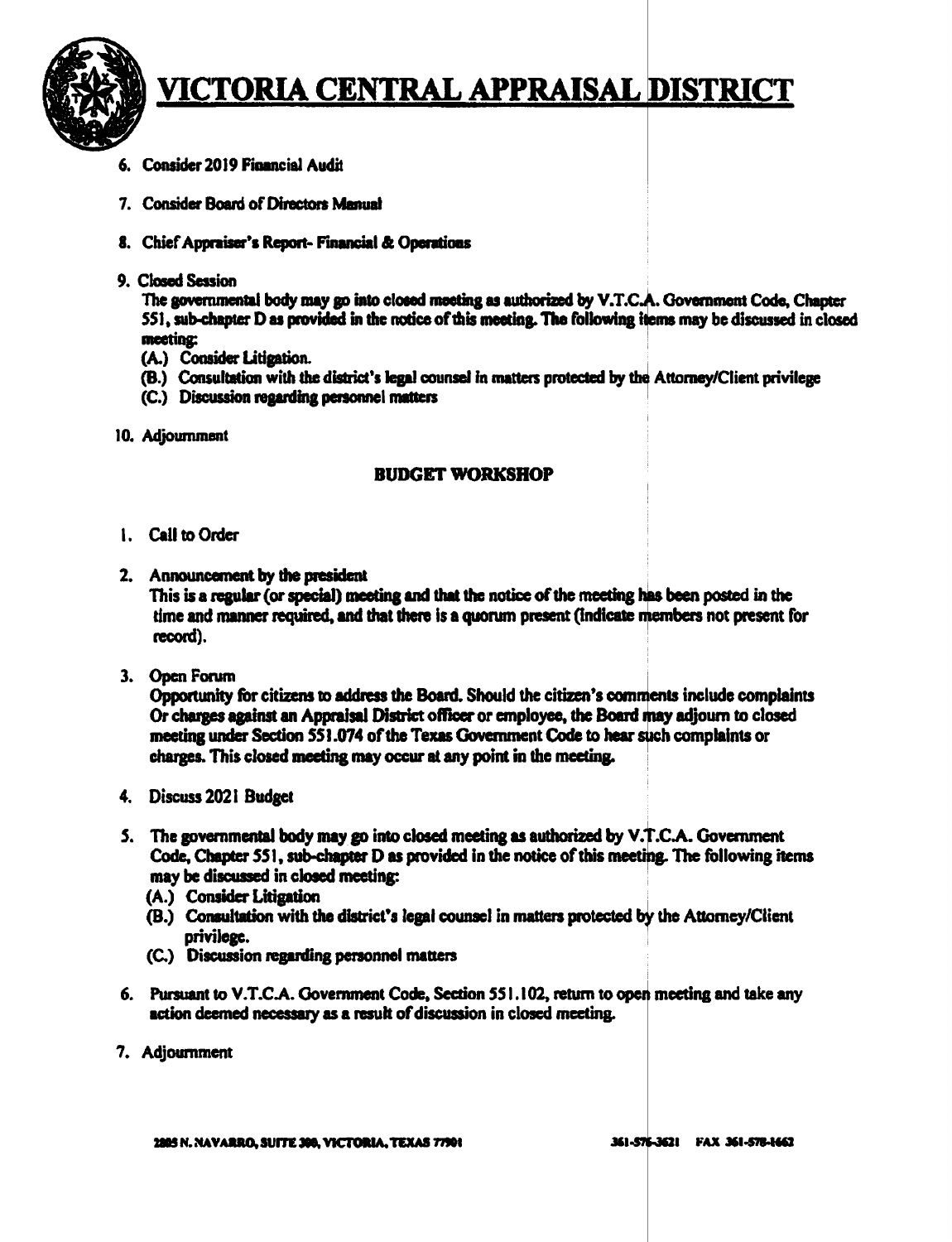# VICTORIA CENTRAL APPRAISAL DISTRICT

6. Consider 2019 Financial Audit

7. Consider Board of Directors Manual

8. Chief Appraiser's Report- Financial & Operations

9. Closed Session
   The governmental body may go into closed meeting as authorized by V.T.C.A. Government Code, Chapter 551, sub-chapter D as provided in the notice of this meeting. The following items may be discussed in closed meeting:
   (A.) Consider Litigation.
   (B.) Consultation with the district's legal counsel in matters protected by the Attorney/Client privilege
   (C.) Discussion regarding personnel matters

10. Adjournment

## BUDGET WORKSHOP

1. Call to Order

2. Announcement by the president
   This is a regular (or special) meeting and that the notice of the meeting has been posted in the time and manner required, and that there is a quorum present (Indicate members not present for record).

3. Open Forum
   Opportunity for citizens to address the Board. Should the citizen's comments include complaints Or charges against an Appraisal District officer or employee, the Board may adjourn to closed meeting under Section 551.074 of the Texas Government Code to hear such complaints or charges. This closed meeting may occur at any point in the meeting.

4. Discuss 2021 Budget

5. The governmental body may go into closed meeting as authorized by V.T.C.A. Government Code, Chapter 551, sub-chapter D as provided in the notice of this meeting. The following items may be discussed in closed meeting:
   (A.) Consider Litigation
   (B.) Consultation with the district's legal counsel in matters protected by the Attorney/Client privilege.
   (C.) Discussion regarding personnel matters

6. Pursuant to V.T.C.A. Government Code, Section 551.102, return to open meeting and take any action deemed necessary as a result of discussion in closed meeting.

7. Adjournment

2805 N. NAVARRO, SUITE 300, VICTORIA, TEXAS 77901 361-576-3621 FAX 361-578-1662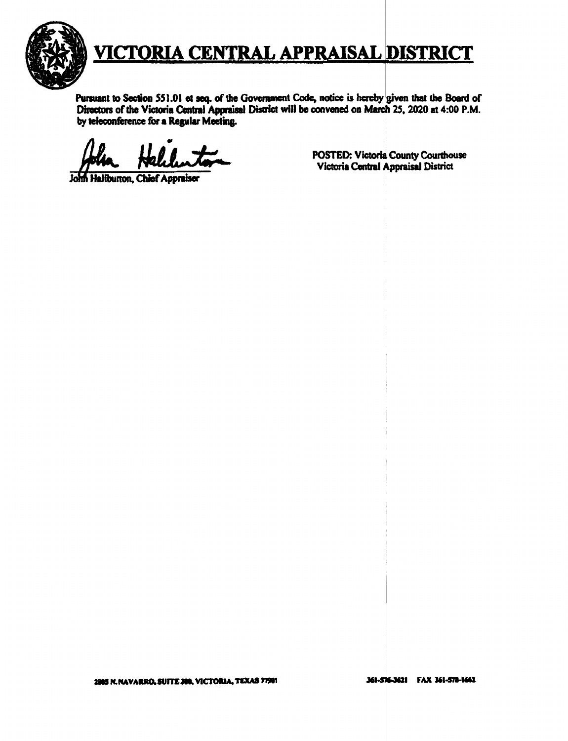# VICTORIA CENTRAL APPRAISAL DISTRICT

Pursuant to Section 551.01 et seq. of the Government Code, notice is hereby given that the Board of Directors of the Victoria Central Appraisal District will be convened on March 25, 2020 at 4:00 P.M. by teleconference for a Regular Meeting.

John Haliburton, Chief Appraiser

POSTED: Victoria County Courthouse
Victoria Central Appraisal District

2805 N. NAVARRO, SUITE 300, VICTORIA, TEXAS 77901 361-576-3621 FAX 361-578-1662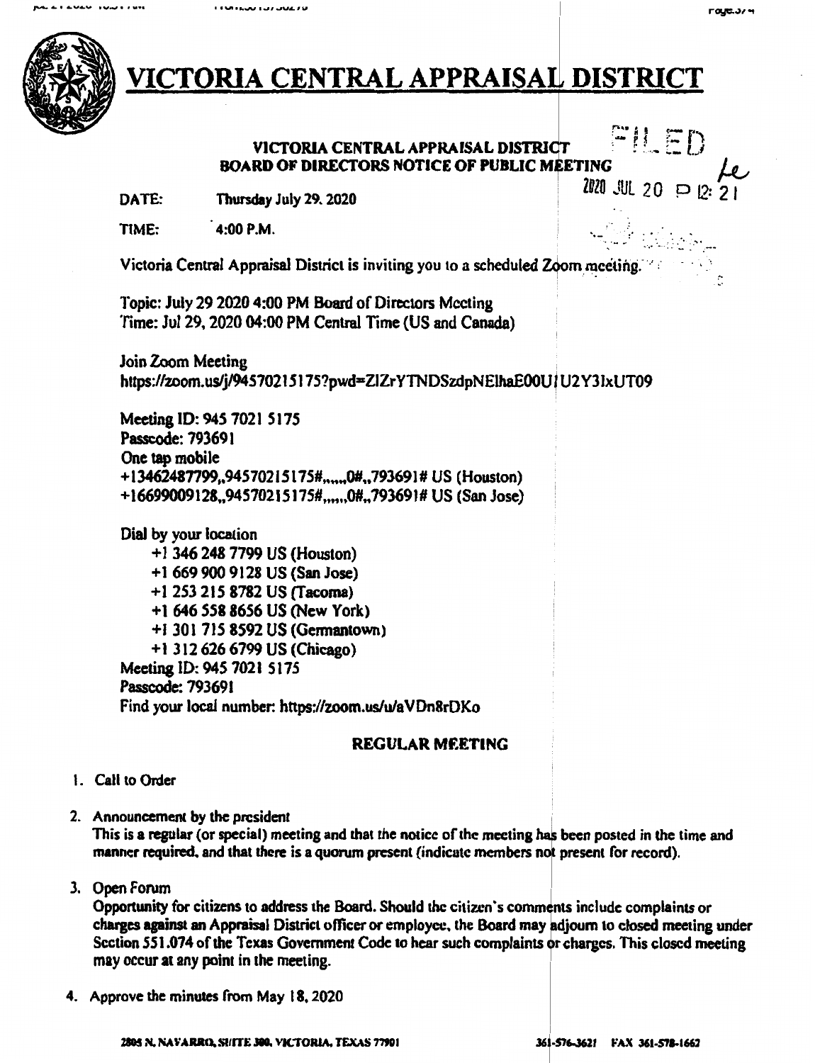# VICTORIA CENTRAL APPRAISAL DISTRICT

FILED

2020 JUL 20 P 12:21

**VICTORIA CENTRAL APPRAISAL DISTRICT**
**BOARD OF DIRECTORS NOTICE OF PUBLIC MEETING**

DATE: Thursday July 29, 2020

TIME: 4:00 P.M.

Victoria Central Appraisal District is inviting you to a scheduled Zoom meeting.

Topic: July 29 2020 4:00 PM Board of Directors Meeting
Time: Jul 29, 2020 04:00 PM Central Time (US and Canada)

Join Zoom Meeting
https://zoom.us/j/94570215175?pwd=ZlZrYTNDSzdpNElhaE00U2Y3IxUT09

Meeting ID: 945 7021 5175
Passcode: 793691
One tap mobile
+13462487799,,94570215175#,,,,,,0#,,793691# US (Houston)
+16699009128,,94570215175#,,,,,,0#,,793691# US (San Jose)

Dial by your location
+1 346 248 7799 US (Houston)
+1 669 900 9128 US (San Jose)
+1 253 215 8782 US (Tacoma)
+1 646 558 8656 US (New York)
+1 301 715 8592 US (Germantown)
+1 312 626 6799 US (Chicago)
Meeting ID: 945 7021 5175
Passcode: 793691
Find your local number: https://zoom.us/u/aVDn8rDKo

**REGULAR MEETING**

1. Call to Order

2. Announcement by the president
   This is a regular (or special) meeting and that the notice of the meeting has been posted in the time and manner required, and that there is a quorum present (indicate members not present for record).

3. Open Forum
   Opportunity for citizens to address the Board. Should the citizen's comments include complaints or charges against an Appraisal District officer or employee, the Board may adjourn to closed meeting under Section 551.074 of the Texas Government Code to hear such complaints or charges. This closed meeting may occur at any point in the meeting.

4. Approve the minutes from May 18, 2020

2805 N. NAVARRO, SUITE 300, VICTORIA, TEXAS 77901 361-576-3621 FAX 361-578-1662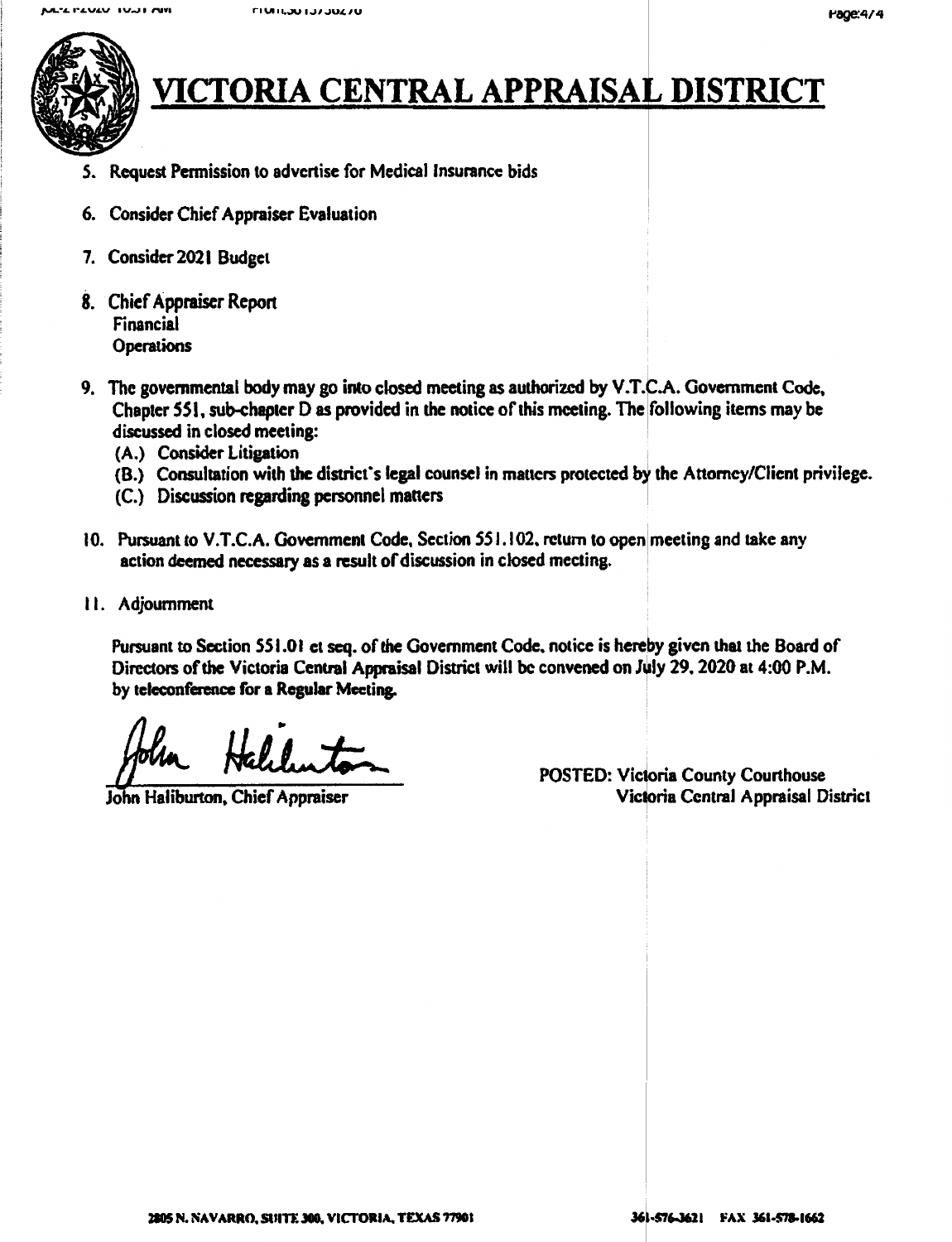# VICTORIA CENTRAL APPRAISAL DISTRICT

5. Request Permission to advertise for Medical Insurance bids

6. Consider Chief Appraiser Evaluation

7. Consider 2021 Budget

8. Chief Appraiser Report
   Financial
   Operations

9. The governmental body may go into closed meeting as authorized by V.T.C.A. Government Code, Chapter 551, sub-chapter D as provided in the notice of this meeting. The following items may be discussed in closed meeting:
   (A.) Consider Litigation
   (B.) Consultation with the district's legal counsel in matters protected by the Attorney/Client privilege.
   (C.) Discussion regarding personnel matters

10. Pursuant to V.T.C.A. Government Code, Section 551.102, return to open meeting and take any action deemed necessary as a result of discussion in closed meeting.

11. Adjournment

Pursuant to Section 551.01 et seq. of the Government Code, notice is hereby given that the Board of Directors of the Victoria Central Appraisal District will be convened on July 29, 2020 at 4:00 P.M. by teleconference for a Regular Meeting.

John Haliburton

John Haliburton, Chief Appraiser

POSTED: Victoria County Courthouse
Victoria Central Appraisal District

2805 N. NAVARRO, SUITE 300, VICTORIA, TEXAS 77901 361-576-3621 FAX 361-578-1662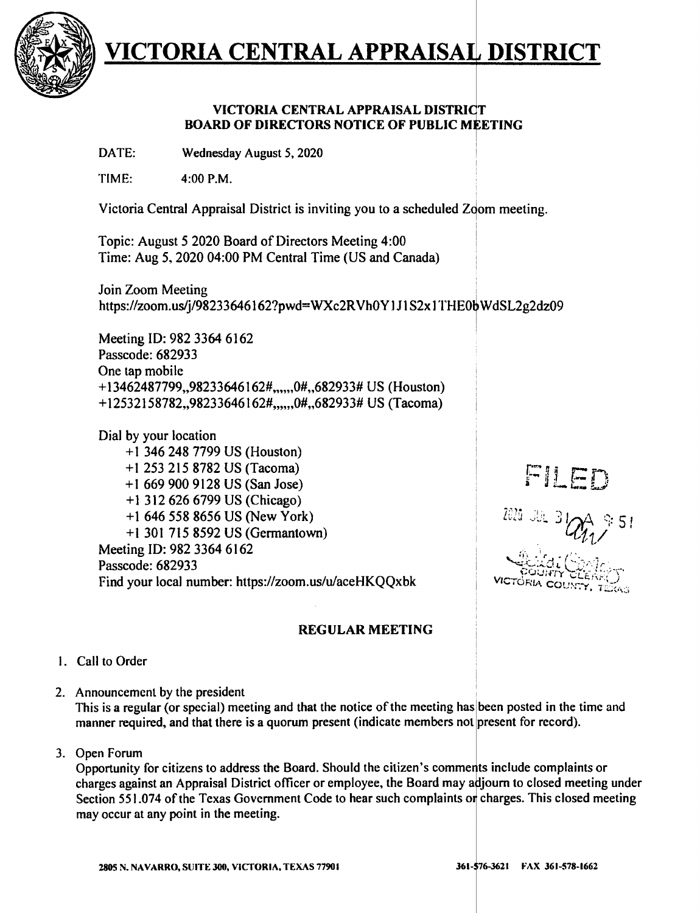# VICTORIA CENTRAL APPRAISAL DISTRICT

**VICTORIA CENTRAL APPRAISAL DISTRICT**
**BOARD OF DIRECTORS NOTICE OF PUBLIC MEETING**

DATE: **Wednesday August 5, 2020**

TIME: 4:00 P.M.

Victoria Central Appraisal District is inviting you to a scheduled Zoom meeting.

Topic: August 5 2020 Board of Directors Meeting 4:00
Time: Aug 5, 2020 04:00 PM Central Time (US and Canada)

Join Zoom Meeting
https://zoom.us/j/98233646162?pwd=WXc2RVh0Y1J1S2x1THE0bWdSL2g2dz09

Meeting ID: 982 3364 6162
Passcode: 682933
One tap mobile
+13462487799,,98233646162#,,,,,,0#,,682933# US (Houston)
+12532158782,,98233646162#,,,,,,0#,,682933# US (Tacoma)

Dial by your location
+1 346 248 7799 US (Houston)
+1 253 215 8782 US (Tacoma)
+1 669 900 9128 US (San Jose)
+1 312 626 6799 US (Chicago)
+1 646 558 8656 US (New York)
+1 301 715 8592 US (Germantown)
Meeting ID: 982 3364 6162
Passcode: 682933
Find your local number: https://zoom.us/u/aceHKQQxbk

FILED
2020 JUL 31 A 9:51
COUNTY CLERK
VICTORIA COUNTY, TEXAS

## REGULAR MEETING

1. Call to Order
2. Announcement by the president
   This is a regular (or special) meeting and that the notice of the meeting has been posted in the time and manner required, and that there is a quorum present (indicate members not present for record).
3. Open Forum
   Opportunity for citizens to address the Board. Should the citizen's comments include complaints or charges against an Appraisal District officer or employee, the Board may adjourn to closed meeting under Section 551.074 of the Texas Government Code to hear such complaints or charges. This closed meeting may occur at any point in the meeting.

2805 N. NAVARRO, SUITE 300, VICTORIA, TEXAS 77901 361-576-3621 FAX 361-578-1662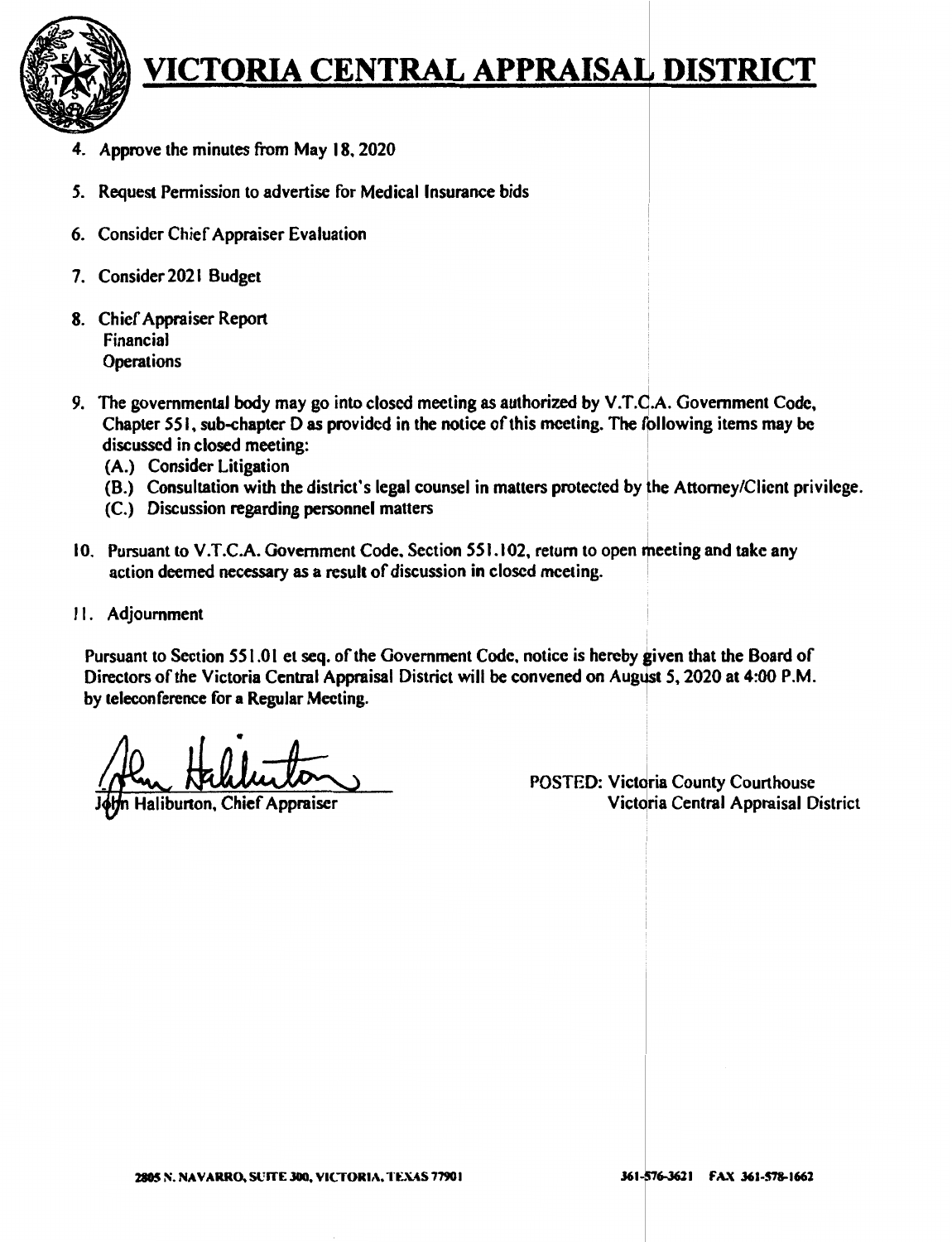# VICTORIA CENTRAL APPRAISAL DISTRICT

4. Approve the minutes from May 18, 2020

5. Request Permission to advertise for Medical Insurance bids

6. Consider Chief Appraiser Evaluation

7. Consider 2021 Budget

8. Chief Appraiser Report
   Financial
   Operations

9. The governmental body may go into closed meeting as authorized by V.T.C.A. Government Code, Chapter 551, sub-chapter D as provided in the notice of this meeting. The following items may be discussed in closed meeting:
   (A.) Consider Litigation
   (B.) Consultation with the district's legal counsel in matters protected by the Attorney/Client privilege.
   (C.) Discussion regarding personnel matters

10. Pursuant to V.T.C.A. Government Code, Section 551.102, return to open meeting and take any action deemed necessary as a result of discussion in closed meeting.

11. Adjournment

Pursuant to Section 551.01 et seq. of the Government Code, notice is hereby given that the Board of Directors of the Victoria Central Appraisal District will be convened on August 5, 2020 at 4:00 P.M. by teleconference for a Regular Meeting.

John Haliburton, Chief Appraiser

POSTED: Victoria County Courthouse
Victoria Central Appraisal District

2805 N. NAVARRO, SUITE 300, VICTORIA, TEXAS 77901 361-576-3621 FAX 361-578-1662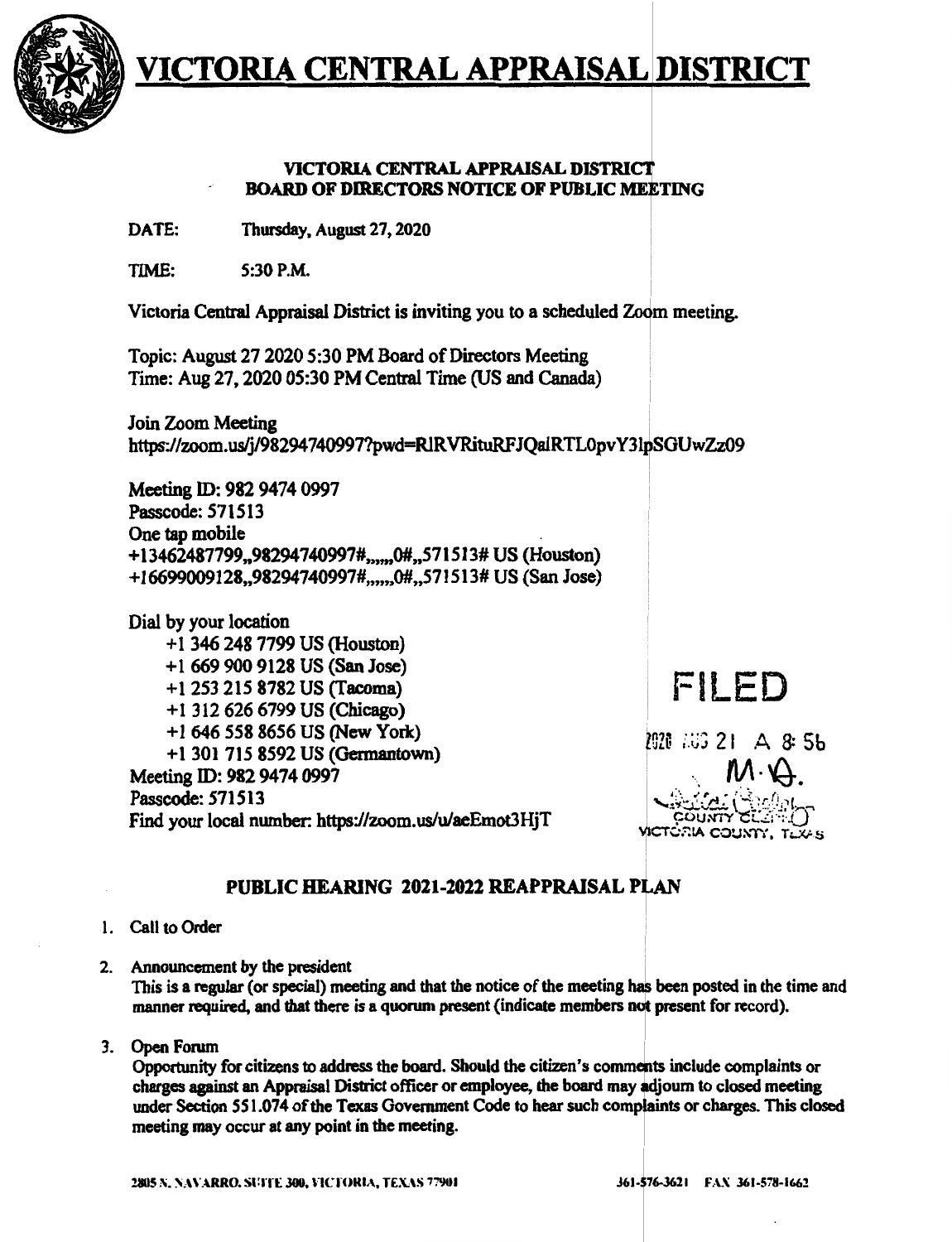# VICTORIA CENTRAL APPRAISAL DISTRICT

**VICTORIA CENTRAL APPRAISAL DISTRICT**
**BOARD OF DIRECTORS NOTICE OF PUBLIC MEETING**

DATE: Thursday, August 27, 2020

TIME: 5:30 P.M.

Victoria Central Appraisal District is inviting you to a scheduled Zoom meeting.

Topic: August 27 2020 5:30 PM Board of Directors Meeting
Time: Aug 27, 2020 05:30 PM Central Time (US and Canada)

Join Zoom Meeting
https://zoom.us/j/98294740997?pwd=RlRVRituRFJQalRTL0pvY3lpSGUwZz09

Meeting ID: 982 9474 0997
Passcode: 571513
One tap mobile
+13462487799,,98294740997#,,,,,,0#,,571513# US (Houston)
+16699009128,,98294740997#,,,,,,0#,,571513# US (San Jose)

Dial by your location
+1 346 248 7799 US (Houston)
+1 669 900 9128 US (San Jose)
+1 253 215 8782 US (Tacoma)
+1 312 626 6799 US (Chicago)
+1 646 558 8656 US (New York)
+1 301 715 8592 US (Germantown)
Meeting ID: 982 9474 0997
Passcode: 571513
Find your local number: https://zoom.us/u/aeEmot3HjT

FILED
2020 AUG 21 A 8:56
M.A.
COUNTY CLERK
VICTORIA COUNTY, TEXAS

**PUBLIC HEARING 2021-2022 REAPPRAISAL PLAN**

1. Call to Order
2. Announcement by the president
   This is a regular (or special) meeting and that the notice of the meeting has been posted in the time and manner required, and that there is a quorum present (indicate members not present for record).
3. Open Forum
   Opportunity for citizens to address the board. Should the citizen's comments include complaints or charges against an Appraisal District officer or employee, the board may adjourn to closed meeting under Section 551.074 of the Texas Government Code to hear such complaints or charges. This closed meeting may occur at any point in the meeting.

2805 N. NAVARRO, SUITE 300, VICTORIA, TEXAS 77901 361-576-3621 FAX 361-578-1662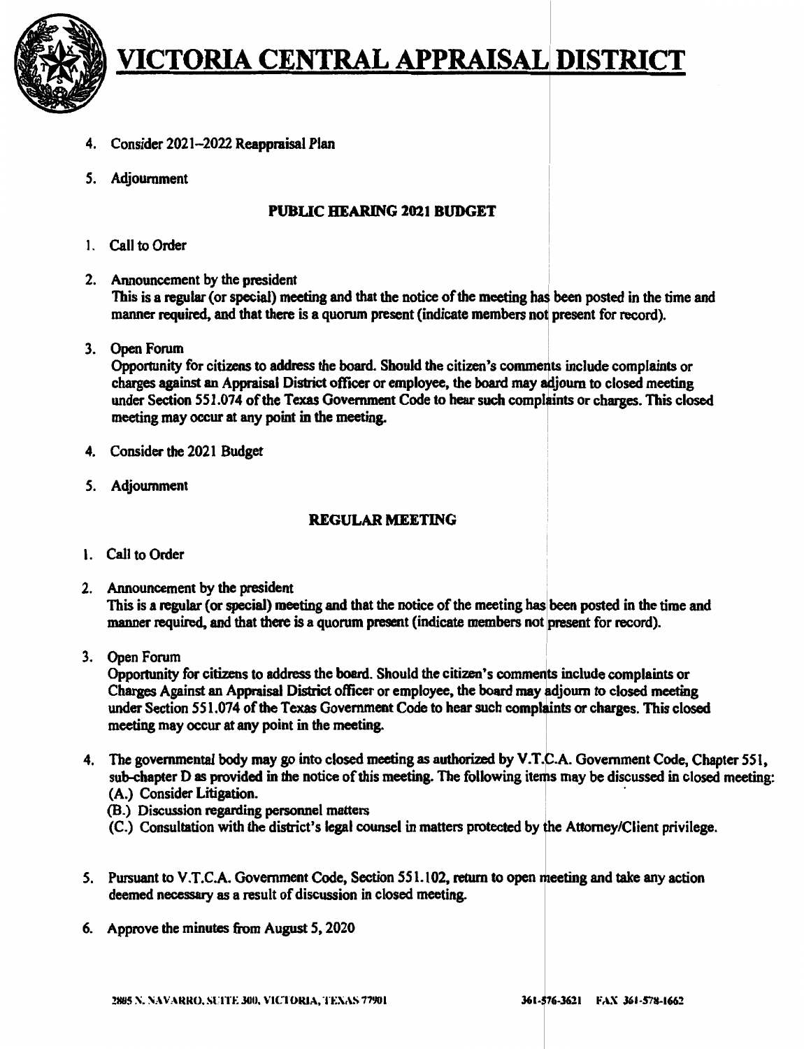# VICTORIA CENTRAL APPRAISAL DISTRICT

4. Consider 2021–2022 Reappraisal Plan
5. Adjournment

## PUBLIC HEARING 2021 BUDGET

1. Call to Order
2. Announcement by the president
   This is a regular (or special) meeting and that the notice of the meeting has been posted in the time and manner required, and that there is a quorum present (indicate members not present for record).
3. Open Forum
   Opportunity for citizens to address the board. Should the citizen's comments include complaints or charges against an Appraisal District officer or employee, the board may adjourn to closed meeting under Section 551.074 of the Texas Government Code to hear such complaints or charges. This closed meeting may occur at any point in the meeting.
4. Consider the 2021 Budget
5. Adjournment

## REGULAR MEETING

1. Call to Order
2. Announcement by the president
   This is a regular (or special) meeting and that the notice of the meeting has been posted in the time and manner required, and that there is a quorum present (indicate members not present for record).
3. Open Forum
   Opportunity for citizens to address the board. Should the citizen's comments include complaints or Charges Against an Appraisal District officer or employee, the board may adjourn to closed meeting under Section 551.074 of the Texas Government Code to hear such complaints or charges. This closed meeting may occur at any point in the meeting.
4. The governmental body may go into closed meeting as authorized by V.T.C.A. Government Code, Chapter 551, sub-chapter D as provided in the notice of this meeting. The following items may be discussed in closed meeting:
   (A.) Consider Litigation.
   (B.) Discussion regarding personnel matters
   (C.) Consultation with the district's legal counsel in matters protected by the Attorney/Client privilege.
5. Pursuant to V.T.C.A. Government Code, Section 551.102, return to open meeting and take any action deemed necessary as a result of discussion in closed meeting.
6. Approve the minutes from August 5, 2020

2805 N. NAVARRO, SUITE 300, VICTORIA, TEXAS 77901 361-576-3621 FAX 361-578-1662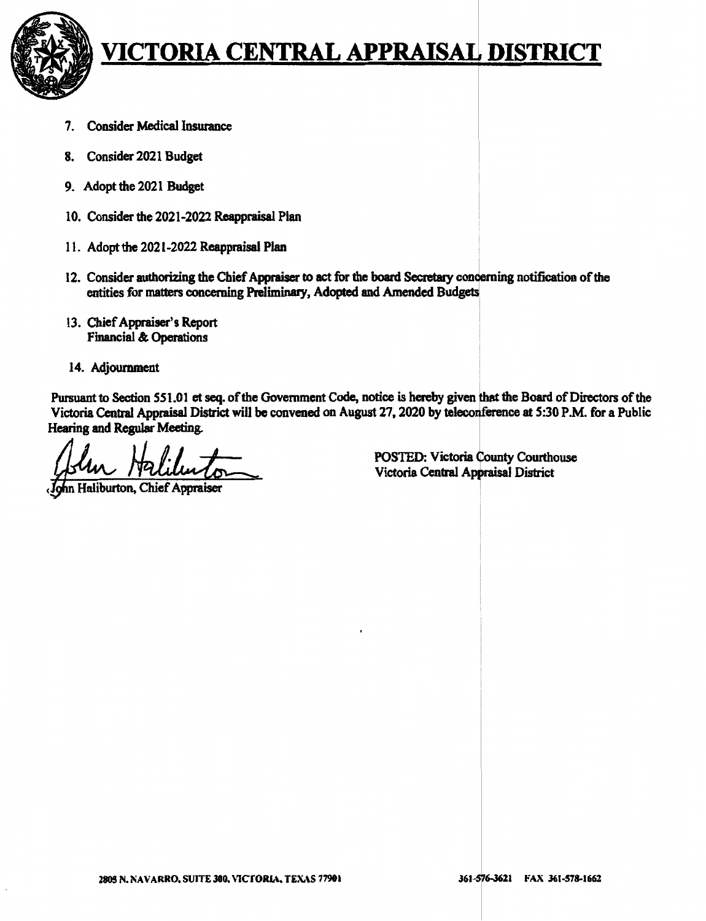# VICTORIA CENTRAL APPRAISAL DISTRICT

7. Consider Medical Insurance
8. Consider 2021 Budget
9. Adopt the 2021 Budget
10. Consider the 2021-2022 Reappraisal Plan
11. Adopt the 2021-2022 Reappraisal Plan
12. Consider authorizing the Chief Appraiser to act for the board Secretary concerning notification of the entities for matters concerning Preliminary, Adopted and Amended Budgets
13. Chief Appraiser's Report
    Financial & Operations
14. Adjournment

Pursuant to Section 551.01 et seq. of the Government Code, notice is hereby given that the Board of Directors of the Victoria Central Appraisal District will be convened on August 27, 2020 by teleconference at 5:30 P.M. for a Public Hearing and Regular Meeting.

John Haliburton, Chief Appraiser

POSTED: Victoria County Courthouse
Victoria Central Appraisal District

2805 N. NAVARRO, SUITE 300, VICTORIA, TEXAS 77901 361-576-3621 FAX 361-578-1662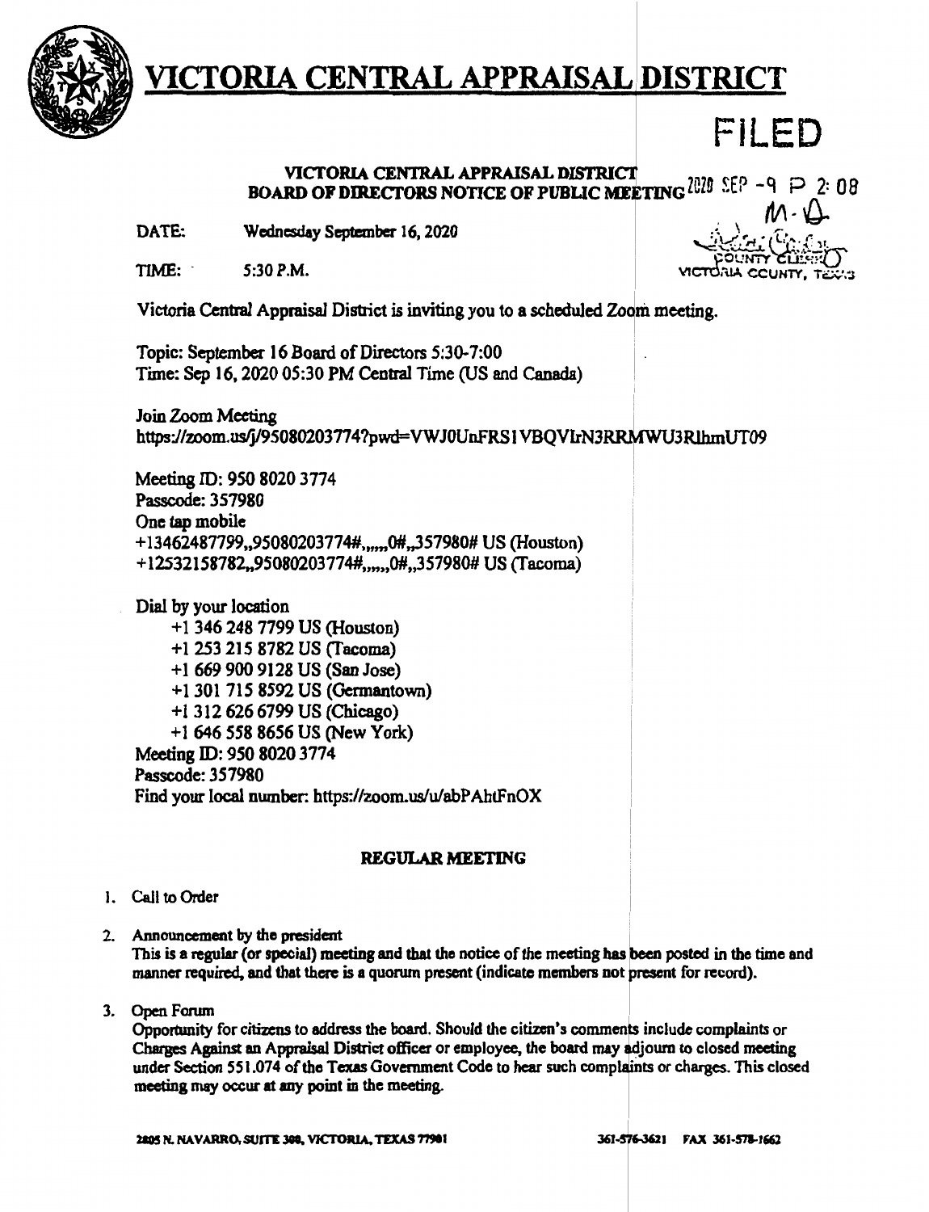# VICTORIA CENTRAL APPRAISAL DISTRICT

FILED

2020 SEP -9 P 2:08

COUNTY CLERK
VICTORIA COUNTY, TEXAS

**VICTORIA CENTRAL APPRAISAL DISTRICT**
**BOARD OF DIRECTORS NOTICE OF PUBLIC MEETING**

DATE: Wednesday September 16, 2020

TIME: 5:30 P.M.

Victoria Central Appraisal District is inviting you to a scheduled Zoom meeting.

Topic: September 16 Board of Directors 5:30-7:00
Time: Sep 16, 2020 05:30 PM Central Time (US and Canada)

Join Zoom Meeting
https://zoom.us/j/95080203774?pwd=VWJ0UnFRS1VBQVIrN3RRMWU3RlhmUT09

Meeting ID: 950 8020 3774
Passcode: 357980
One tap mobile
+13462487799,,95080203774#,,,,,,0#,,357980# US (Houston)
+12532158782,,95080203774#,,,,,,0#,,357980# US (Tacoma)

Dial by your location
+1 346 248 7799 US (Houston)
+1 253 215 8782 US (Tacoma)
+1 669 900 9128 US (San Jose)
+1 301 715 8592 US (Germantown)
+1 312 626 6799 US (Chicago)
+1 646 558 8656 US (New York)
Meeting ID: 950 8020 3774
Passcode: 357980
Find your local number: https://zoom.us/u/abPAhtFnOX

## REGULAR MEETING

1. Call to Order

2. Announcement by the president
   This is a regular (or special) meeting and that the notice of the meeting has been posted in the time and manner required, and that there is a quorum present (indicate members not present for record).

3. Open Forum
   Opportunity for citizens to address the board. Should the citizen's comments include complaints or Charges Against an Appraisal District officer or employee, the board may adjourn to closed meeting under Section 551.074 of the Texas Government Code to hear such complaints or charges. This closed meeting may occur at any point in the meeting.

2805 N. NAVARRO, SUITE 300, VICTORIA, TEXAS 77901 361-576-3621 FAX 361-578-1662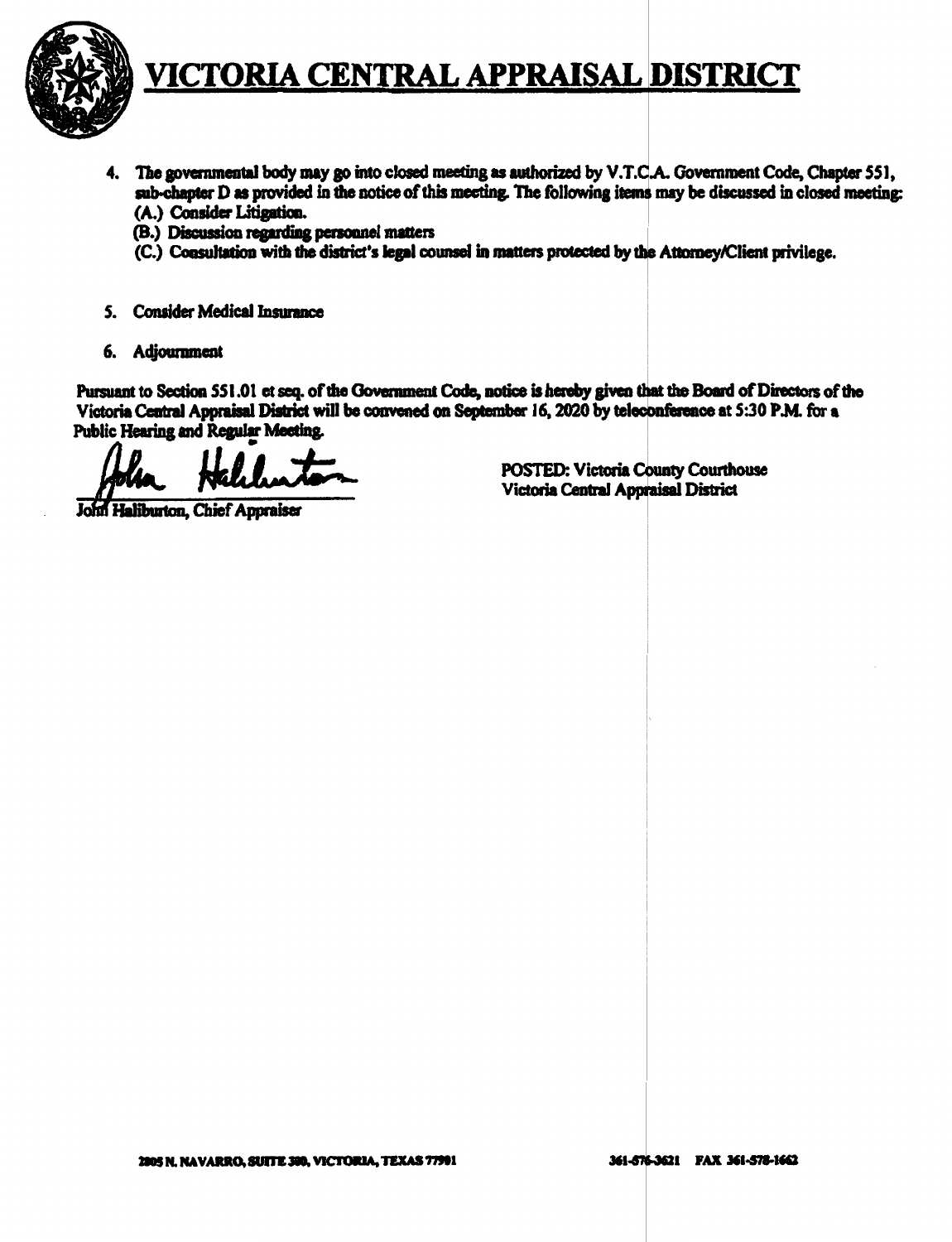# VICTORIA CENTRAL APPRAISAL DISTRICT

4. The governmental body may go into closed meeting as authorized by V.T.C.A. Government Code, Chapter 551, sub-chapter D as provided in the notice of this meeting. The following items may be discussed in closed meeting:
   (A.) Consider Litigation.
   (B.) Discussion regarding personnel matters
   (C.) Consultation with the district's legal counsel in matters protected by the Attorney/Client privilege.

5. Consider Medical Insurance

6. Adjournment

Pursuant to Section 551.01 et seq. of the Government Code, notice is hereby given that the Board of Directors of the Victoria Central Appraisal District will be convened on September 16, 2020 by teleconference at 5:30 P.M. for a Public Hearing and Regular Meeting.

John Haliburton, Chief Appraiser

POSTED: Victoria County Courthouse
Victoria Central Appraisal District

2805 N. NAVARRO, SUITE 300, VICTORIA, TEXAS 77901

361-576-3621 FAX 361-578-1662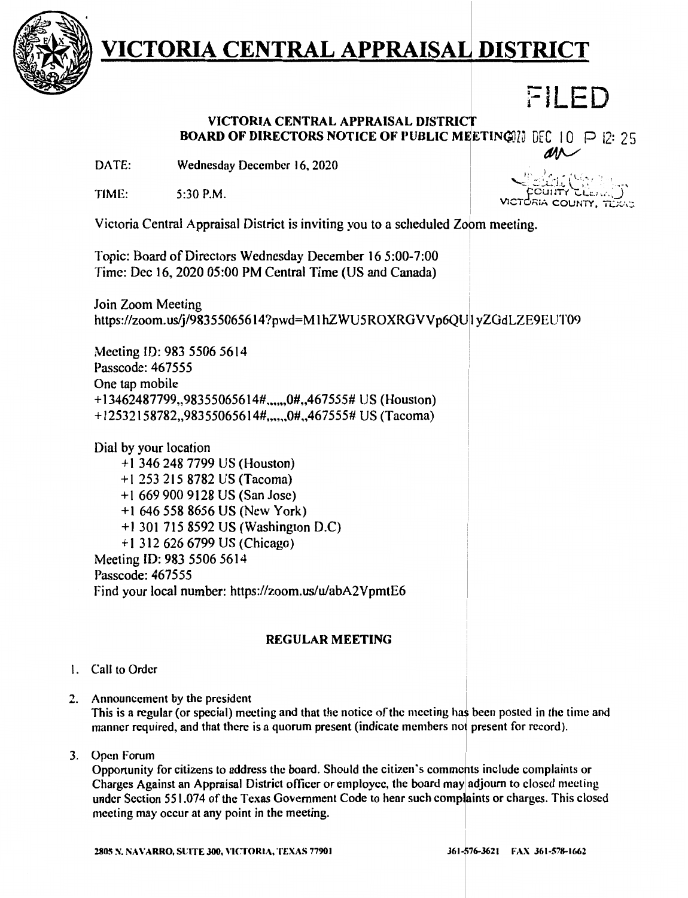# VICTORIA CENTRAL APPRAISAL DISTRICT

FILED

2020 DEC 10 P 12:25

COUNTY CLERK
VICTORIA COUNTY, TEXAS

**VICTORIA CENTRAL APPRAISAL DISTRICT**
**BOARD OF DIRECTORS NOTICE OF PUBLIC MEETING**

DATE: Wednesday December 16, 2020

TIME: 5:30 P.M.

Victoria Central Appraisal District is inviting you to a scheduled Zoom meeting.

Topic: Board of Directors Wednesday December 16 5:00-7:00
Time: Dec 16, 2020 05:00 PM Central Time (US and Canada)

Join Zoom Meeting
https://zoom.us/j/98355065614?pwd=M1hZWU5ROXRGVVp6QU1yZGdLZE9EUT09

Meeting ID: 983 5506 5614
Passcode: 467555
One tap mobile
+13462487799,,98355065614#,,,,,,0#,,467555# US (Houston)
+12532158782,,98355065614#,,,,,,0#,,467555# US (Tacoma)

Dial by your location
+1 346 248 7799 US (Houston)
+1 253 215 8782 US (Tacoma)
+1 669 900 9128 US (San Jose)
+1 646 558 8656 US (New York)
+1 301 715 8592 US (Washington D.C)
+1 312 626 6799 US (Chicago)
Meeting ID: 983 5506 5614
Passcode: 467555
Find your local number: https://zoom.us/u/abA2VpmtE6

**REGULAR MEETING**

1. Call to Order

2. Announcement by the president
   This is a regular (or special) meeting and that the notice of the meeting has been posted in the time and manner required, and that there is a quorum present (indicate members not present for record).

3. Open Forum
   Opportunity for citizens to address the board. Should the citizen's comments include complaints or Charges Against an Appraisal District officer or employee, the board may adjourn to closed meeting under Section 551.074 of the Texas Government Code to hear such complaints or charges. This closed meeting may occur at any point in the meeting.

2805 N. NAVARRO, SUITE 300, VICTORIA, TEXAS 77901 361-576-3621 FAX 361-578-1662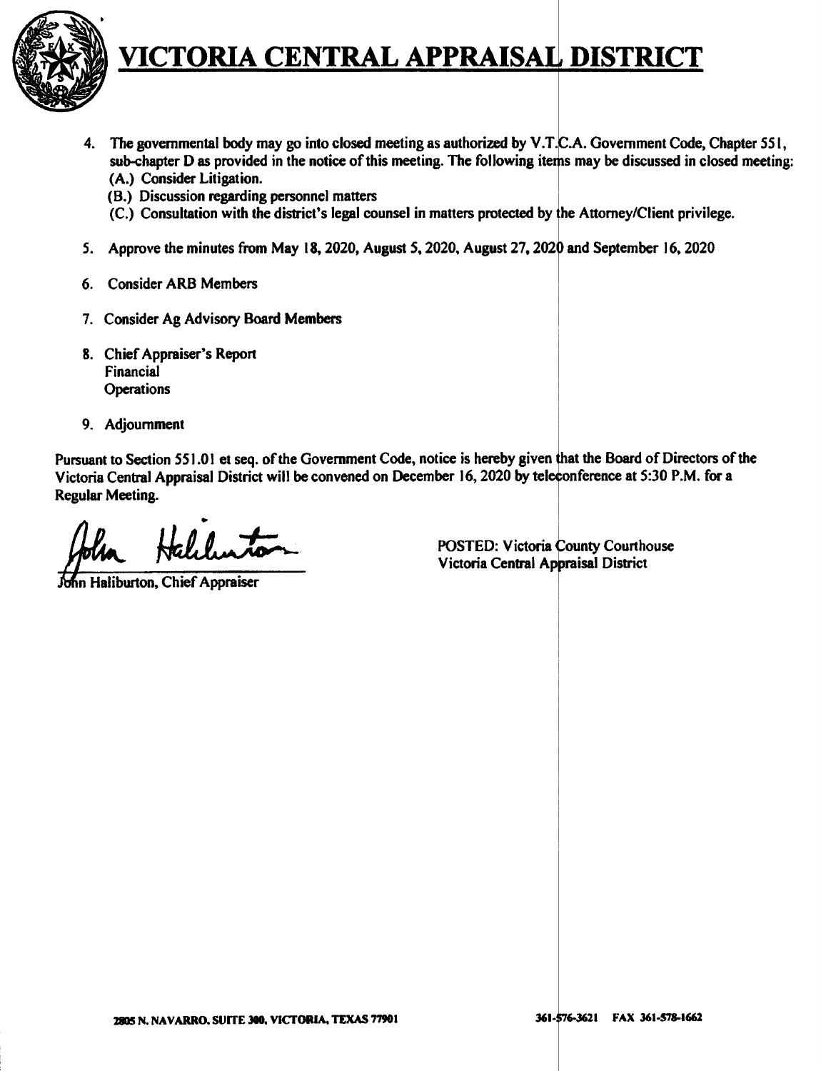# VICTORIA CENTRAL APPRAISAL DISTRICT

4. The governmental body may go into closed meeting as authorized by V.T.C.A. Government Code, Chapter 551, sub-chapter D as provided in the notice of this meeting. The following items may be discussed in closed meeting:
   (A.) Consider Litigation.
   (B.) Discussion regarding personnel matters
   (C.) Consultation with the district's legal counsel in matters protected by the Attorney/Client privilege.

5. Approve the minutes from May 18, 2020, August 5, 2020, August 27, 2020 and September 16, 2020

6. Consider ARB Members

7. Consider Ag Advisory Board Members

8. Chief Appraiser's Report
   Financial
   Operations

9. Adjournment

Pursuant to Section 551.01 et seq. of the Government Code, notice is hereby given that the Board of Directors of the Victoria Central Appraisal District will be convened on December 16, 2020 by teleconference at 5:30 P.M. for a Regular Meeting.

John Haliburton, Chief Appraiser

POSTED: Victoria County Courthouse
Victoria Central Appraisal District

2805 N. NAVARRO, SUITE 300, VICTORIA, TEXAS 77901 361-576-3621 FAX 361-578-1662